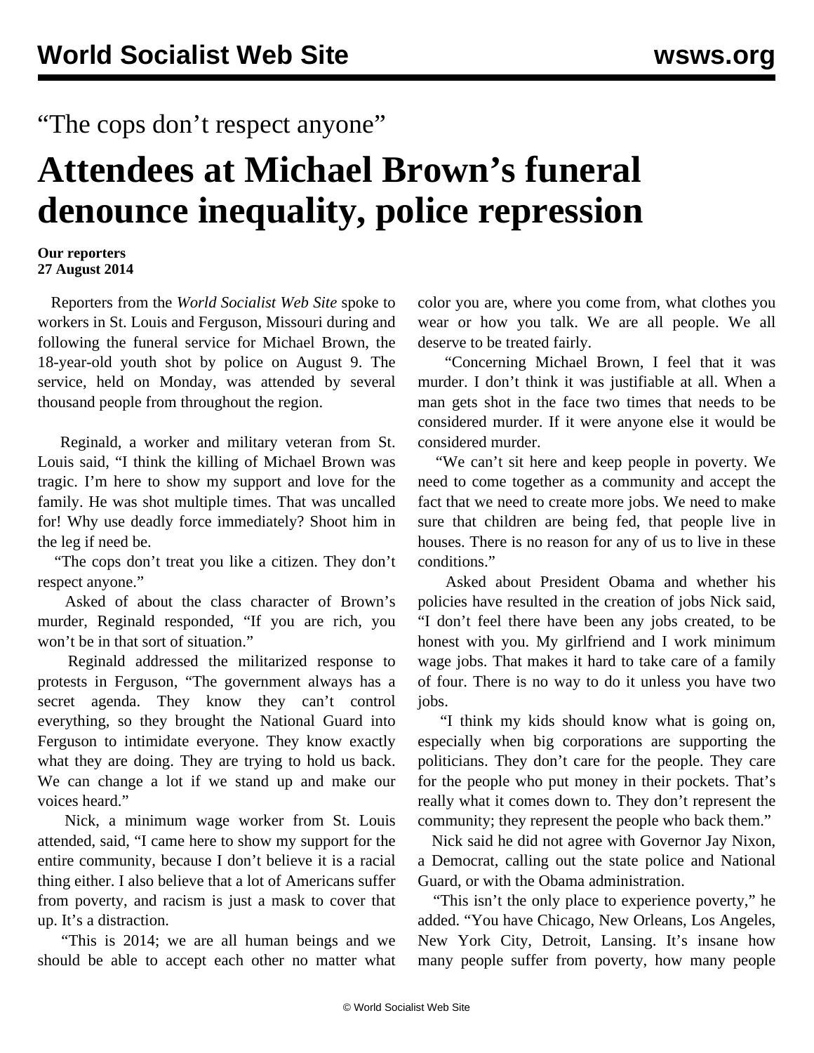“The cops don’t respect anyone”

# Attendees at Michael Brown’s funeral denounce inequality, police repression

**Our reporters**
**27 August 2014**

Reporters from the *World Socialist Web Site* spoke to workers in St. Louis and Ferguson, Missouri during and following the funeral service for Michael Brown, the 18-year-old youth shot by police on August 9. The service, held on Monday, was attended by several thousand people from throughout the region.

Reginald, a worker and military veteran from St. Louis said, “I think the killing of Michael Brown was tragic. I’m here to show my support and love for the family. He was shot multiple times. That was uncalled for! Why use deadly force immediately? Shoot him in the leg if need be.

“The cops don’t treat you like a citizen. They don’t respect anyone.”

Asked of about the class character of Brown’s murder, Reginald responded, “If you are rich, you won’t be in that sort of situation.”

Reginald addressed the militarized response to protests in Ferguson, “The government always has a secret agenda. They know they can’t control everything, so they brought the National Guard into Ferguson to intimidate everyone. They know exactly what they are doing. They are trying to hold us back. We can change a lot if we stand up and make our voices heard.”

Nick, a minimum wage worker from St. Louis attended, said, “I came here to show my support for the entire community, because I don’t believe it is a racial thing either. I also believe that a lot of Americans suffer from poverty, and racism is just a mask to cover that up. It’s a distraction.

“This is 2014; we are all human beings and we should be able to accept each other no matter what color you are, where you come from, what clothes you wear or how you talk. We are all people. We all deserve to be treated fairly.

“Concerning Michael Brown, I feel that it was murder. I don’t think it was justifiable at all. When a man gets shot in the face two times that needs to be considered murder. If it were anyone else it would be considered murder.

“We can’t sit here and keep people in poverty. We need to come together as a community and accept the fact that we need to create more jobs. We need to make sure that children are being fed, that people live in houses. There is no reason for any of us to live in these conditions.”

Asked about President Obama and whether his policies have resulted in the creation of jobs Nick said, “I don’t feel there have been any jobs created, to be honest with you. My girlfriend and I work minimum wage jobs. That makes it hard to take care of a family of four. There is no way to do it unless you have two jobs.

“I think my kids should know what is going on, especially when big corporations are supporting the politicians. They don’t care for the people. They care for the people who put money in their pockets. That’s really what it comes down to. They don’t represent the community; they represent the people who back them.”

Nick said he did not agree with Governor Jay Nixon, a Democrat, calling out the state police and National Guard, or with the Obama administration.

“This isn’t the only place to experience poverty,” he added. “You have Chicago, New Orleans, Los Angeles, New York City, Detroit, Lansing. It’s insane how many people suffer from poverty, how many people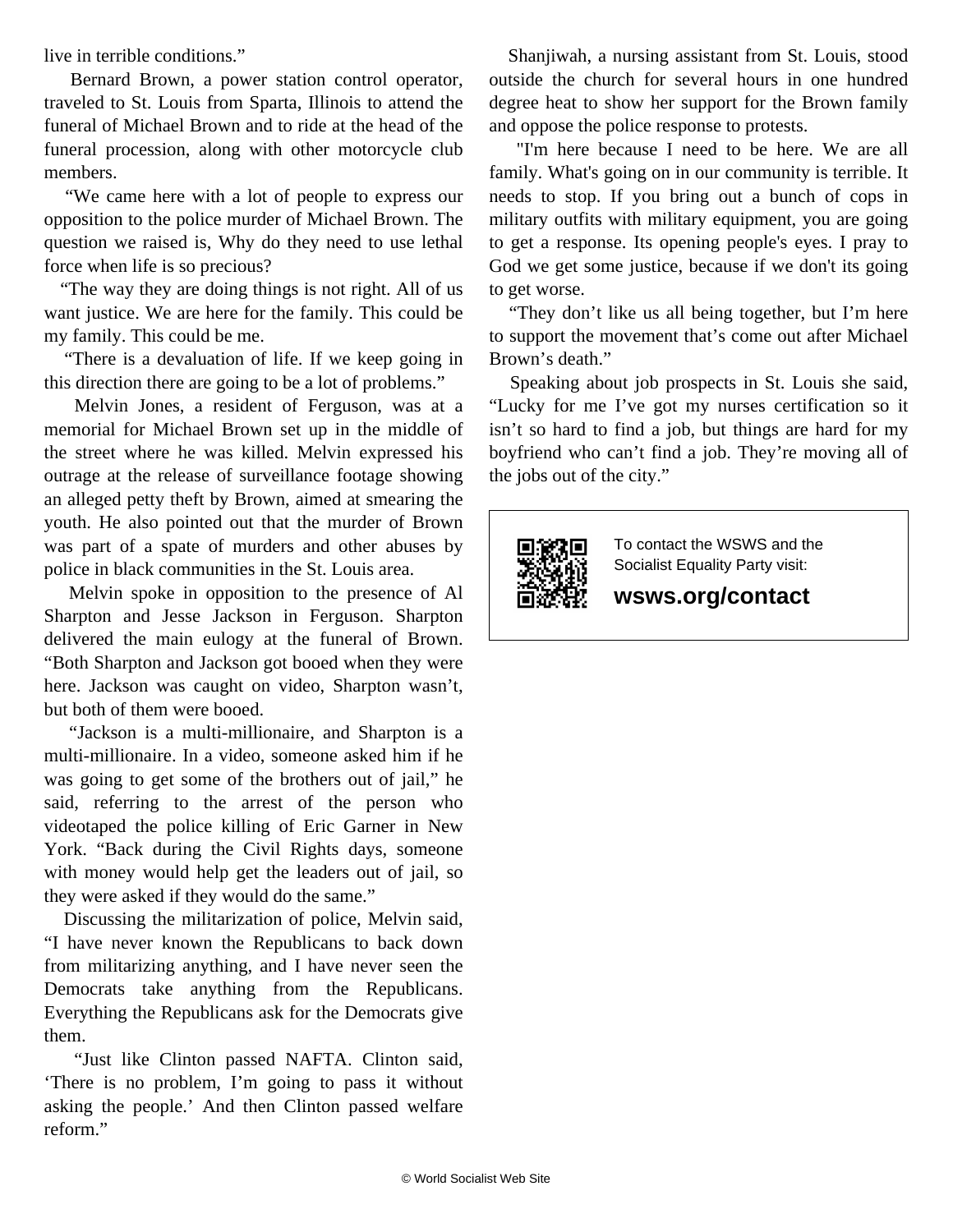live in terrible conditions."

Bernard Brown, a power station control operator, traveled to St. Louis from Sparta, Illinois to attend the funeral of Michael Brown and to ride at the head of the funeral procession, along with other motorcycle club members.

"We came here with a lot of people to express our opposition to the police murder of Michael Brown. The question we raised is, Why do they need to use lethal force when life is so precious?

"The way they are doing things is not right. All of us want justice. We are here for the family. This could be my family. This could be me.

"There is a devaluation of life. If we keep going in this direction there are going to be a lot of problems."

Melvin Jones, a resident of Ferguson, was at a memorial for Michael Brown set up in the middle of the street where he was killed. Melvin expressed his outrage at the release of surveillance footage showing an alleged petty theft by Brown, aimed at smearing the youth. He also pointed out that the murder of Brown was part of a spate of murders and other abuses by police in black communities in the St. Louis area.

Melvin spoke in opposition to the presence of Al Sharpton and Jesse Jackson in Ferguson. Sharpton delivered the main eulogy at the funeral of Brown. "Both Sharpton and Jackson got booed when they were here. Jackson was caught on video, Sharpton wasn't, but both of them were booed.

"Jackson is a multi-millionaire, and Sharpton is a multi-millionaire. In a video, someone asked him if he was going to get some of the brothers out of jail," he said, referring to the arrest of the person who videotaped the police killing of Eric Garner in New York. "Back during the Civil Rights days, someone with money would help get the leaders out of jail, so they were asked if they would do the same."

Discussing the militarization of police, Melvin said, "I have never known the Republicans to back down from militarizing anything, and I have never seen the Democrats take anything from the Republicans. Everything the Republicans ask for the Democrats give them.

"Just like Clinton passed NAFTA. Clinton said, 'There is no problem, I'm going to pass it without asking the people.' And then Clinton passed welfare reform."

Shanjiwah, a nursing assistant from St. Louis, stood outside the church for several hours in one hundred degree heat to show her support for the Brown family and oppose the police response to protests.

"I'm here because I need to be here. We are all family. What's going on in our community is terrible. It needs to stop. If you bring out a bunch of cops in military outfits with military equipment, you are going to get a response. Its opening people's eyes. I pray to God we get some justice, because if we don't its going to get worse.

"They don't like us all being together, but I'm here to support the movement that's come out after Michael Brown's death."

Speaking about job prospects in St. Louis she said, "Lucky for me I've got my nurses certification so it isn't so hard to find a job, but things are hard for my boyfriend who can't find a job. They're moving all of the jobs out of the city."

To contact the WSWS and the Socialist Equality Party visit:

**wsws.org/contact**